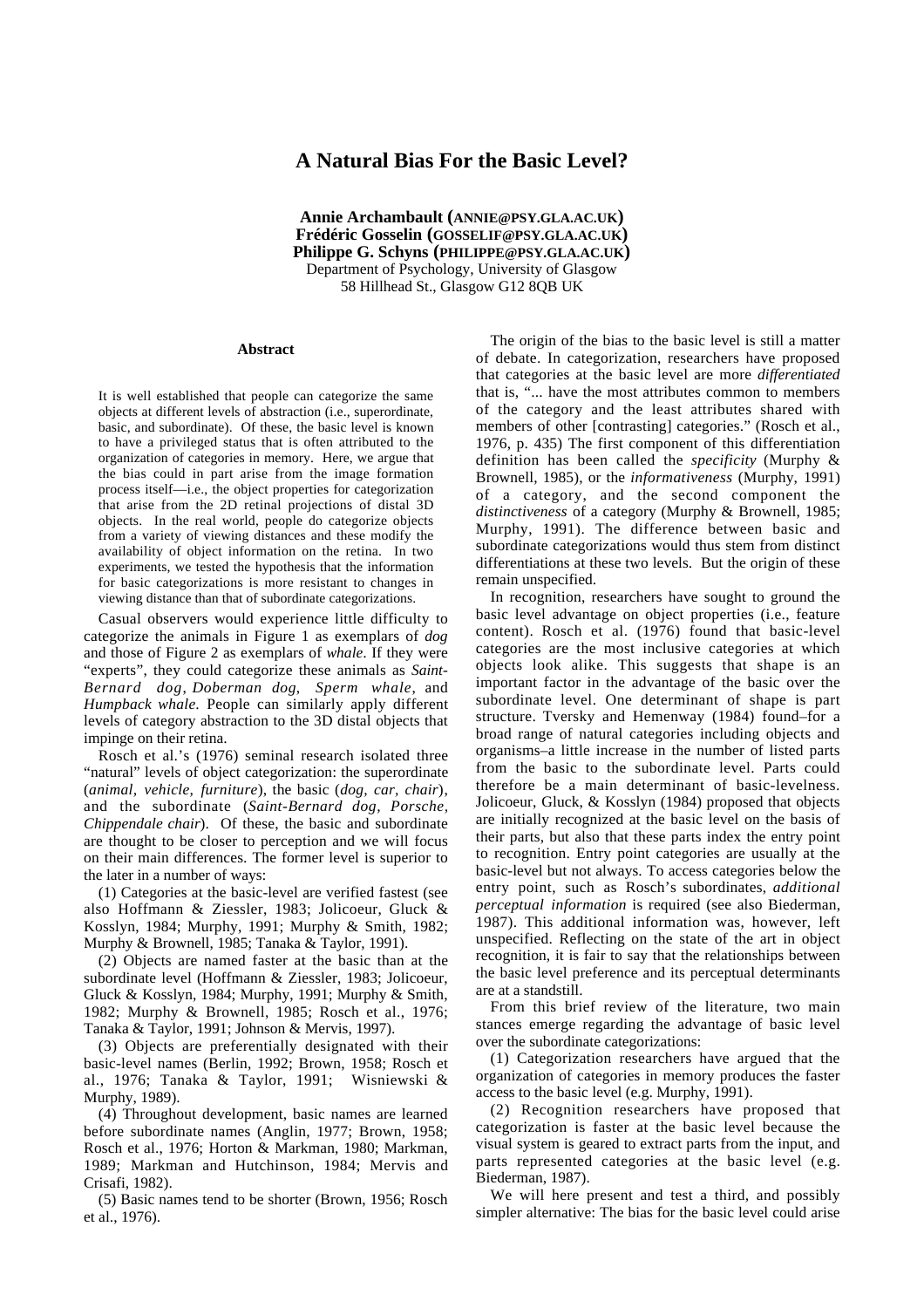# A Natural Bias For the Basic Level?

**Annie Archambault (ANNIE@PSY.GLA.AC.UK)**
**Frédéric Gosselin (GOSSELIF@PSY.GLA.AC.UK)**
**Philippe G. Schyns (PHILIPPE@PSY.GLA.AC.UK)**
Department of Psychology, University of Glasgow
58 Hillhead St., Glasgow G12 8QB UK

## Abstract

It is well established that people can categorize the same objects at different levels of abstraction (i.e., superordinate, basic, and subordinate). Of these, the basic level is known to have a privileged status that is often attributed to the organization of categories in memory. Here, we argue that the bias could in part arise from the image formation process itself—i.e., the object properties for categorization that arise from the 2D retinal projections of distal 3D objects. In the real world, people do categorize objects from a variety of viewing distances and these modify the availability of object information on the retina. In two experiments, we tested the hypothesis that the information for basic categorizations is more resistant to changes in viewing distance than that of subordinate categorizations.

Casual observers would experience little difficulty to categorize the animals in Figure 1 as exemplars of *dog* and those of Figure 2 as exemplars of *whale*. If they were "experts", they could categorize these animals as *Saint-Bernard dog, Doberman dog, Sperm whale*, and *Humpback whale*. People can similarly apply different levels of category abstraction to the 3D distal objects that impinge on their retina.

Rosch et al.'s (1976) seminal research isolated three "natural" levels of object categorization: the superordinate (*animal, vehicle, furniture*), the basic (*dog, car, chair*), and the subordinate (*Saint-Bernard dog, Porsche, Chippendale chair*). Of these, the basic and subordinate are thought to be closer to perception and we will focus on their main differences. The former level is superior to the later in a number of ways:

(1) Categories at the basic-level are verified fastest (see also Hoffmann & Ziessler, 1983; Jolicoeur, Gluck & Kosslyn, 1984; Murphy, 1991; Murphy & Smith, 1982; Murphy & Brownell, 1985; Tanaka & Taylor, 1991).

(2) Objects are named faster at the basic than at the subordinate level (Hoffmann & Ziessler, 1983; Jolicoeur, Gluck & Kosslyn, 1984; Murphy, 1991; Murphy & Smith, 1982; Murphy & Brownell, 1985; Rosch et al., 1976; Tanaka & Taylor, 1991; Johnson & Mervis, 1997).

(3) Objects are preferentially designated with their basic-level names (Berlin, 1992; Brown, 1958; Rosch et al., 1976; Tanaka & Taylor, 1991; Wisniewski & Murphy, 1989).

(4) Throughout development, basic names are learned before subordinate names (Anglin, 1977; Brown, 1958; Rosch et al., 1976; Horton & Markman, 1980; Markman, 1989; Markman and Hutchinson, 1984; Mervis and Crisafi, 1982).

(5) Basic names tend to be shorter (Brown, 1956; Rosch et al., 1976).

The origin of the bias to the basic level is still a matter of debate. In categorization, researchers have proposed that categories at the basic level are more *differentiated* that is, "... have the most attributes common to members of the category and the least attributes shared with members of other [contrasting] categories." (Rosch et al., 1976, p. 435) The first component of this differentiation definition has been called the *specificity* (Murphy & Brownell, 1985), or the *informativeness* (Murphy, 1991) of a category, and the second component the *distinctiveness* of a category (Murphy & Brownell, 1985; Murphy, 1991). The difference between basic and subordinate categorizations would thus stem from distinct differentiations at these two levels. But the origin of these remain unspecified.

In recognition, researchers have sought to ground the basic level advantage on object properties (i.e., feature content). Rosch et al. (1976) found that basic-level categories are the most inclusive categories at which objects look alike. This suggests that shape is an important factor in the advantage of the basic over the subordinate level. One determinant of shape is part structure. Tversky and Hemenway (1984) found–for a broad range of natural categories including objects and organisms–a little increase in the number of listed parts from the basic to the subordinate level. Parts could therefore be a main determinant of basic-levelness. Jolicoeur, Gluck, & Kosslyn (1984) proposed that objects are initially recognized at the basic level on the basis of their parts, but also that these parts index the entry point to recognition. Entry point categories are usually at the basic-level but not always. To access categories below the entry point, such as Rosch's subordinates, *additional perceptual information* is required (see also Biederman, 1987). This additional information was, however, left unspecified. Reflecting on the state of the art in object recognition, it is fair to say that the relationships between the basic level preference and its perceptual determinants are at a standstill.

From this brief review of the literature, two main stances emerge regarding the advantage of basic level over the subordinate categorizations:

(1) Categorization researchers have argued that the organization of categories in memory produces the faster access to the basic level (e.g. Murphy, 1991).

(2) Recognition researchers have proposed that categorization is faster at the basic level because the visual system is geared to extract parts from the input, and parts represented categories at the basic level (e.g. Biederman, 1987).

We will here present and test a third, and possibly simpler alternative: The bias for the basic level could arise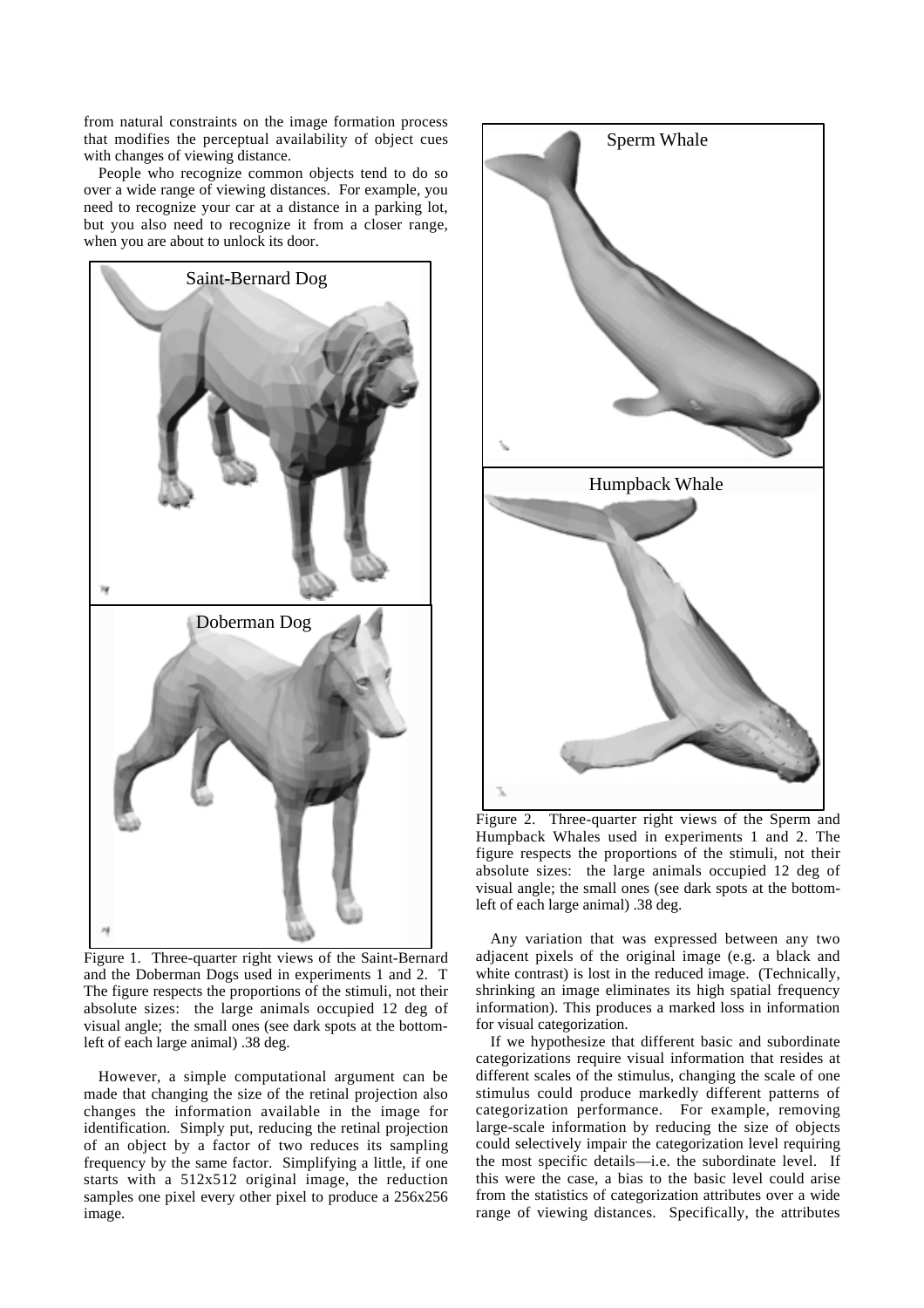from natural constraints on the image formation process that modifies the perceptual availability of object cues with changes of viewing distance.

People who recognize common objects tend to do so over a wide range of viewing distances. For example, you need to recognize your car at a distance in a parking lot, but you also need to recognize it from a closer range, when you are about to unlock its door.

Figure 1. Three-quarter right views of the Saint-Bernard and the Doberman Dogs used in experiments 1 and 2. T The figure respects the proportions of the stimuli, not their absolute sizes: the large animals occupied 12 deg of visual angle; the small ones (see dark spots at the bottom-left of each large animal) .38 deg.

However, a simple computational argument can be made that changing the size of the retinal projection also changes the information available in the image for identification. Simply put, reducing the retinal projection of an object by a factor of two reduces its sampling frequency by the same factor. Simplifying a little, if one starts with a 512x512 original image, the reduction samples one pixel every other pixel to produce a 256x256 image.

Figure 2. Three-quarter right views of the Sperm and Humpback Whales used in experiments 1 and 2. The figure respects the proportions of the stimuli, not their absolute sizes: the large animals occupied 12 deg of visual angle; the small ones (see dark spots at the bottom-left of each large animal) .38 deg.

Any variation that was expressed between any two adjacent pixels of the original image (e.g. a black and white contrast) is lost in the reduced image. (Technically, shrinking an image eliminates its high spatial frequency information). This produces a marked loss in information for visual categorization.

If we hypothesize that different basic and subordinate categorizations require visual information that resides at different scales of the stimulus, changing the scale of one stimulus could produce markedly different patterns of categorization performance. For example, removing large-scale information by reducing the size of objects could selectively impair the categorization level requiring the most specific details—i.e. the subordinate level. If this were the case, a bias to the basic level could arise from the statistics of categorization attributes over a wide range of viewing distances. Specifically, the attributes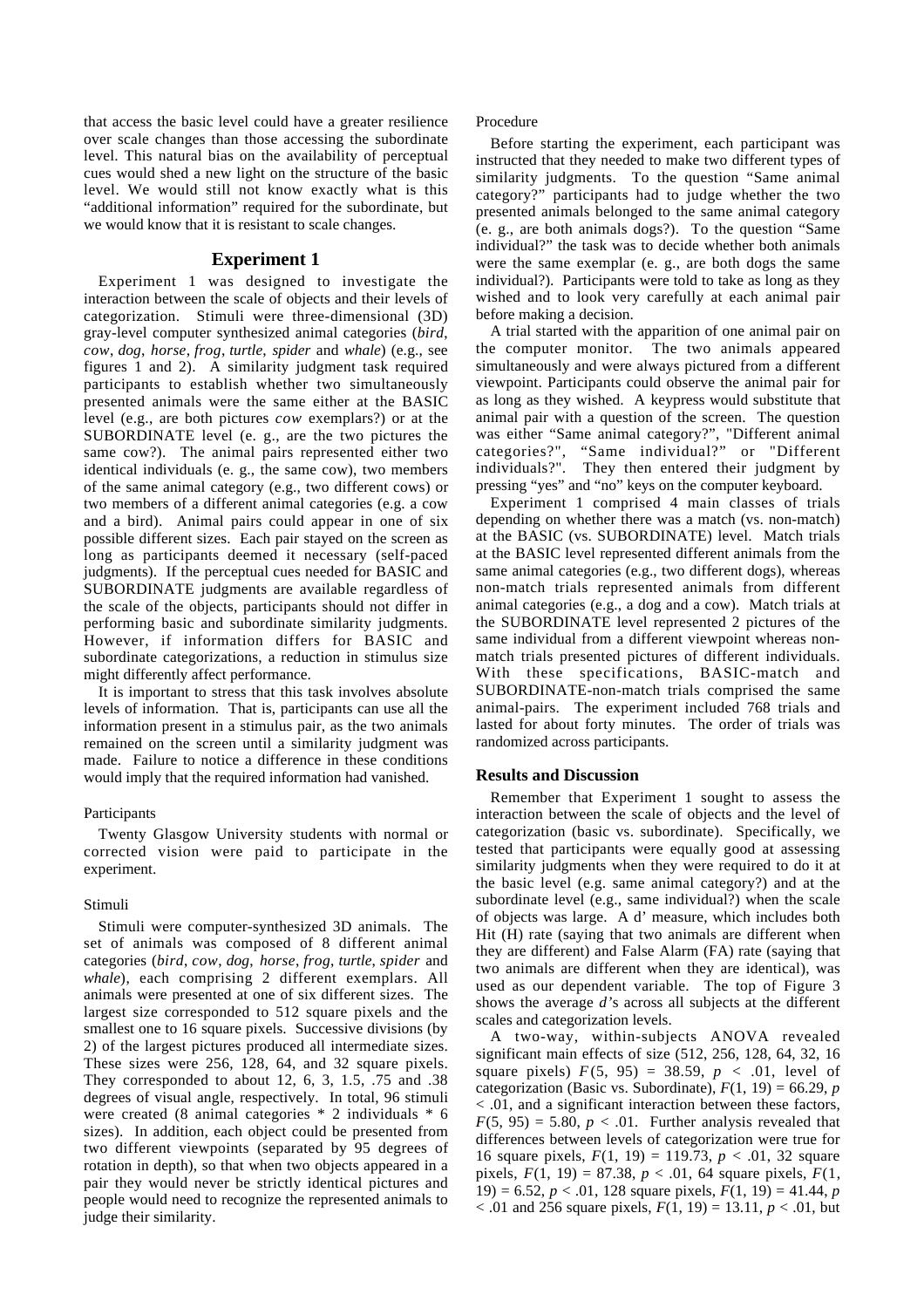that access the basic level could have a greater resilience over scale changes than those accessing the subordinate level. This natural bias on the availability of perceptual cues would shed a new light on the structure of the basic level. We would still not know exactly what is this "additional information" required for the subordinate, but we would know that it is resistant to scale changes.

## Experiment 1

Experiment 1 was designed to investigate the interaction between the scale of objects and their levels of categorization. Stimuli were three-dimensional (3D) gray-level computer synthesized animal categories (*bird*, *cow*, *dog*, *horse*, *frog*, *turtle*, *spider* and *whale*) (e.g., see figures 1 and 2). A similarity judgment task required participants to establish whether two simultaneously presented animals were the same either at the BASIC level (e.g., are both pictures *cow* exemplars?) or at the SUBORDINATE level (e. g., are the two pictures the same cow?). The animal pairs represented either two identical individuals (e. g., the same cow), two members of the same animal category (e.g., two different cows) or two members of a different animal categories (e.g. a cow and a bird). Animal pairs could appear in one of six possible different sizes. Each pair stayed on the screen as long as participants deemed it necessary (self-paced judgments). If the perceptual cues needed for BASIC and SUBORDINATE judgments are available regardless of the scale of the objects, participants should not differ in performing basic and subordinate similarity judgments. However, if information differs for BASIC and subordinate categorizations, a reduction in stimulus size might differently affect performance.

It is important to stress that this task involves absolute levels of information. That is, participants can use all the information present in a stimulus pair, as the two animals remained on the screen until a similarity judgment was made. Failure to notice a difference in these conditions would imply that the required information had vanished.

### Participants

Twenty Glasgow University students with normal or corrected vision were paid to participate in the experiment.

### Stimuli

Stimuli were computer-synthesized 3D animals. The set of animals was composed of 8 different animal categories (*bird*, *cow*, *dog*, *horse*, *frog*, *turtle*, *spider* and *whale*), each comprising 2 different exemplars. All animals were presented at one of six different sizes. The largest size corresponded to 512 square pixels and the smallest one to 16 square pixels. Successive divisions (by 2) of the largest pictures produced all intermediate sizes. These sizes were 256, 128, 64, and 32 square pixels. They corresponded to about 12, 6, 3, 1.5, .75 and .38 degrees of visual angle, respectively. In total, 96 stimuli were created (8 animal categories * 2 individuals * 6 sizes). In addition, each object could be presented from two different viewpoints (separated by 95 degrees of rotation in depth), so that when two objects appeared in a pair they would never be strictly identical pictures and people would need to recognize the represented animals to judge their similarity.

### Procedure

Before starting the experiment, each participant was instructed that they needed to make two different types of similarity judgments. To the question "Same animal category?" participants had to judge whether the two presented animals belonged to the same animal category (e. g., are both animals dogs?). To the question "Same individual?" the task was to decide whether both animals were the same exemplar (e. g., are both dogs the same individual?). Participants were told to take as long as they wished and to look very carefully at each animal pair before making a decision.

A trial started with the apparition of one animal pair on the computer monitor. The two animals appeared simultaneously and were always pictured from a different viewpoint. Participants could observe the animal pair for as long as they wished. A keypress would substitute that animal pair with a question of the screen. The question was either "Same animal category?", "Different animal categories?", "Same individual?" or "Different individuals?". They then entered their judgment by pressing "yes" and "no" keys on the computer keyboard.

Experiment 1 comprised 4 main classes of trials depending on whether there was a match (vs. non-match) at the BASIC (vs. SUBORDINATE) level. Match trials at the BASIC level represented different animals from the same animal categories (e.g., two different dogs), whereas non-match trials represented animals from different animal categories (e.g., a dog and a cow). Match trials at the SUBORDINATE level represented 2 pictures of the same individual from a different viewpoint whereas non-match trials presented pictures of different individuals. With these specifications, BASIC-match and SUBORDINATE-non-match trials comprised the same animal-pairs. The experiment included 768 trials and lasted for about forty minutes. The order of trials was randomized across participants.

### Results and Discussion

Remember that Experiment 1 sought to assess the interaction between the scale of objects and the level of categorization (basic vs. subordinate). Specifically, we tested that participants were equally good at assessing similarity judgments when they were required to do it at the basic level (e.g. same animal category?) and at the subordinate level (e.g., same individual?) when the scale of objects was large. A d' measure, which includes both Hit (H) rate (saying that two animals are different when they are different) and False Alarm (FA) rate (saying that two animals are different when they are identical), was used as our dependent variable. The top of Figure 3 shows the average *d'*s across all subjects at the different scales and categorization levels.

A two-way, within-subjects ANOVA revealed significant main effects of size (512, 256, 128, 64, 32, 16 square pixels) $F(5, 95) = 38.59$, $p < .01$, level of categorization (Basic vs. Subordinate), $F(1, 19) = 66.29$, $p < .01$, and a significant interaction between these factors, $F(5, 95) = 5.80$, $p < .01$. Further analysis revealed that differences between levels of categorization were true for 16 square pixels, $F(1, 19) = 119.73$, $p < .01$, 32 square pixels, $F(1, 19) = 87.38$, $p < .01$, 64 square pixels, $F(1, 19) = 6.52$, $p < .01$, 128 square pixels, $F(1, 19) = 41.44$, $p < .01$ and 256 square pixels, $F(1, 19) = 13.11$, $p < .01$, but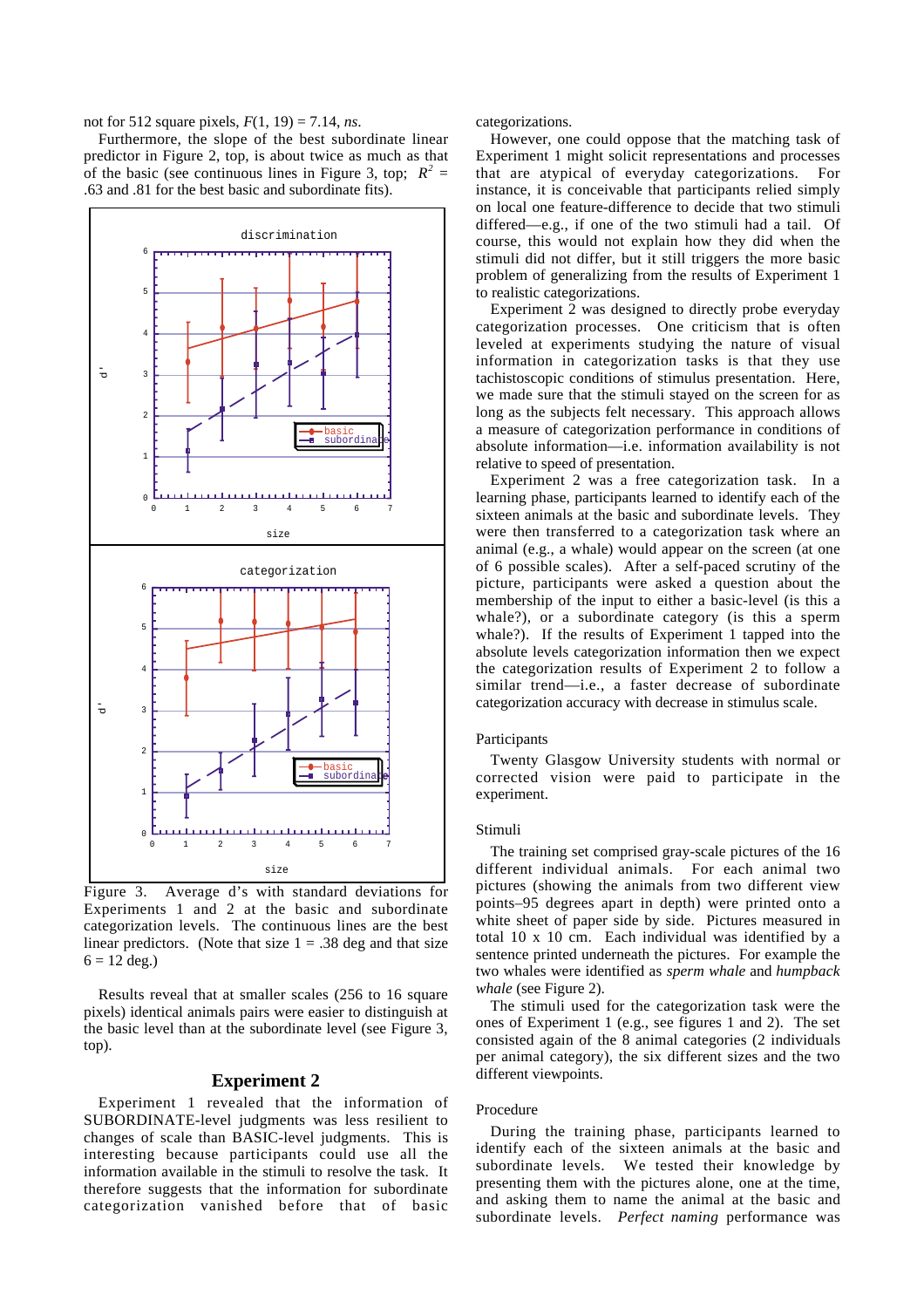not for 512 square pixels, $F(1, 19) = 7.14$, *ns*.

Furthermore, the slope of the best subordinate linear predictor in Figure 2, top, is about twice as much as that of the basic (see continuous lines in Figure 3, top; $R^2$ = .63 and .81 for the best basic and subordinate fits).

Figure 3. Average d's with standard deviations for Experiments 1 and 2 at the basic and subordinate categorization levels. The continuous lines are the best linear predictors. (Note that size 1 = .38 deg and that size 6 = 12 deg.)

Results reveal that at smaller scales (256 to 16 square pixels) identical animals pairs were easier to distinguish at the basic level than at the subordinate level (see Figure 3, top).

## Experiment 2

Experiment 1 revealed that the information of SUBORDINATE-level judgments was less resilient to changes of scale than BASIC-level judgments. This is interesting because participants could use all the information available in the stimuli to resolve the task. It therefore suggests that the information for subordinate categorization vanished before that of basic categorizations.

However, one could oppose that the matching task of Experiment 1 might solicit representations and processes that are atypical of everyday categorizations. For instance, it is conceivable that participants relied simply on local one feature-difference to decide that two stimuli differed—e.g., if one of the two stimuli had a tail. Of course, this would not explain how they did when the stimuli did not differ, but it still triggers the more basic problem of generalizing from the results of Experiment 1 to realistic categorizations.

Experiment 2 was designed to directly probe everyday categorization processes. One criticism that is often leveled at experiments studying the nature of visual information in categorization tasks is that they use tachistoscopic conditions of stimulus presentation. Here, we made sure that the stimuli stayed on the screen for as long as the subjects felt necessary. This approach allows a measure of categorization performance in conditions of absolute information—i.e. information availability is not relative to speed of presentation.

Experiment 2 was a free categorization task. In a learning phase, participants learned to identify each of the sixteen animals at the basic and subordinate levels. They were then transferred to a categorization task where an animal (e.g., a whale) would appear on the screen (at one of 6 possible scales). After a self-paced scrutiny of the picture, participants were asked a question about the membership of the input to either a basic-level (is this a whale?), or a subordinate category (is this a sperm whale?). If the results of Experiment 1 tapped into the absolute levels categorization information then we expect the categorization results of Experiment 2 to follow a similar trend—i.e., a faster decrease of subordinate categorization accuracy with decrease in stimulus scale.

### Participants

Twenty Glasgow University students with normal or corrected vision were paid to participate in the experiment.

### Stimuli

The training set comprised gray-scale pictures of the 16 different individual animals. For each animal two pictures (showing the animals from two different view points–95 degrees apart in depth) were printed onto a white sheet of paper side by side. Pictures measured in total 10 x 10 cm. Each individual was identified by a sentence printed underneath the pictures. For example the two whales were identified as *sperm whale* and *humpback whale* (see Figure 2).

The stimuli used for the categorization task were the ones of Experiment 1 (e.g., see figures 1 and 2). The set consisted again of the 8 animal categories (2 individuals per animal category), the six different sizes and the two different viewpoints.

### Procedure

During the training phase, participants learned to identify each of the sixteen animals at the basic and subordinate levels. We tested their knowledge by presenting them with the pictures alone, one at the time, and asking them to name the animal at the basic and subordinate levels. *Perfect naming* performance was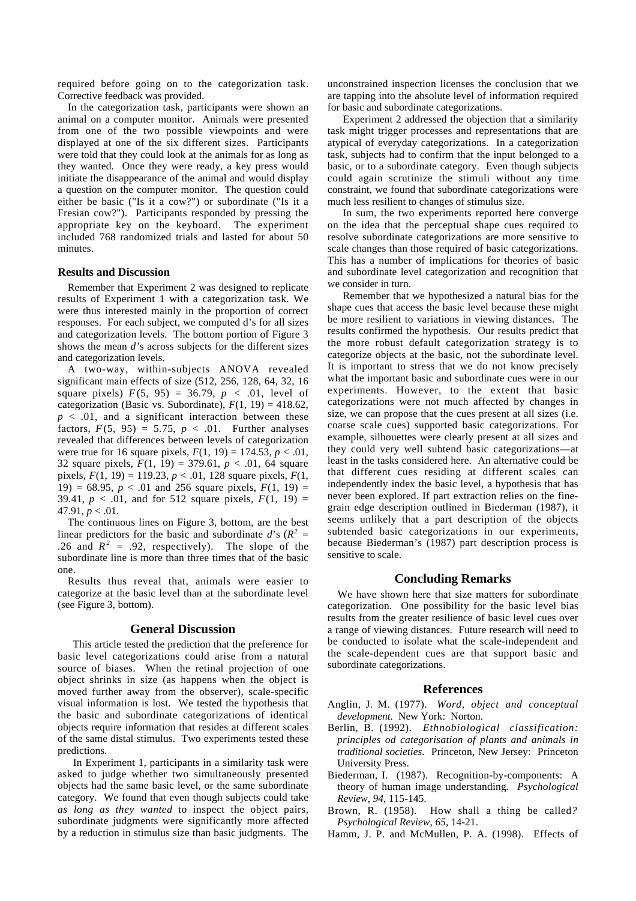required before going on to the categorization task. Corrective feedback was provided.

In the categorization task, participants were shown an animal on a computer monitor. Animals were presented from one of the two possible viewpoints and were displayed at one of the six different sizes. Participants were told that they could look at the animals for as long as they wanted. Once they were ready, a key press would initiate the disappearance of the animal and would display a question on the computer monitor. The question could either be basic ("Is it a cow?") or subordinate ("Is it a Fresian cow?"). Participants responded by pressing the appropriate key on the keyboard. The experiment included 768 randomized trials and lasted for about 50 minutes.

### Results and Discussion

Remember that Experiment 2 was designed to replicate results of Experiment 1 with a categorization task. We were thus interested mainly in the proportion of correct responses. For each subject, we computed d's for all sizes and categorization levels. The bottom portion of Figure 3 shows the mean *d'*s across subjects for the different sizes and categorization levels.

A two-way, within-subjects ANOVA revealed significant main effects of size (512, 256, 128, 64, 32, 16 square pixels) $F(5, 95) = 36.79$, $p < .01$, level of categorization (Basic vs. Subordinate), $F(1, 19) = 418.62$, $p < .01$, and a significant interaction between these factors, $F(5, 95) = 5.75$, $p < .01$. Further analyses revealed that differences between levels of categorization were true for 16 square pixels, $F(1, 19) = 174.53$, $p < .01$, 32 square pixels, $F(1, 19) = 379.61$, $p < .01$, 64 square pixels, $F(1, 19) = 119.23$, $p < .01$, 128 square pixels, $F(1, 19) = 68.95$, $p < .01$ and 256 square pixels, $F(1, 19) = 39.41$, $p < .01$, and for 512 square pixels, $F(1, 19) = 47.91$, $p < .01$.

The continuous lines on Figure 3, bottom, are the best linear predictors for the basic and subordinate *d'*s ($R^2 = .26$ and $R^2 = .92$, respectively). The slope of the subordinate line is more than three times that of the basic one.

Results thus reveal that, animals were easier to categorize at the basic level than at the subordinate level (see Figure 3, bottom).

## General Discussion

This article tested the prediction that the preference for basic level categorizations could arise from a natural source of biases. When the retinal projection of one object shrinks in size (as happens when the object is moved further away from the observer), scale-specific visual information is lost. We tested the hypothesis that the basic and subordinate categorizations of identical objects require information that resides at different scales of the same distal stimulus. Two experiments tested these predictions.

In Experiment 1, participants in a similarity task were asked to judge whether two simultaneously presented objects had the same basic level, or the same subordinate category. We found that even though subjects could take *as long as they wanted* to inspect the object pairs, subordinate judgments were significantly more affected by a reduction in stimulus size than basic judgments. The unconstrained inspection licenses the conclusion that we are tapping into the absolute level of information required for basic and subordinate categorizations.

Experiment 2 addressed the objection that a similarity task might trigger processes and representations that are atypical of everyday categorizations. In a categorization task, subjects had to confirm that the input belonged to a basic, or to a subordinate category. Even though subjects could again scrutinize the stimuli without any time constraint, we found that subordinate categorizations were much less resilient to changes of stimulus size.

In sum, the two experiments reported here converge on the idea that the perceptual shape cues required to resolve subordinate categorizations are more sensitive to scale changes than those required of basic categorizations. This has a number of implications for theories of basic and subordinate level categorization and recognition that we consider in turn.

Remember that we hypothesized a natural bias for the shape cues that access the basic level because these might be more resilient to variations in viewing distances. The results confirmed the hypothesis. Our results predict that the more robust default categorization strategy is to categorize objects at the basic, not the subordinate level. It is important to stress that we do not know precisely what the important basic and subordinate cues were in our experiments. However, to the extent that basic categorizations were not much affected by changes in size, we can propose that the cues present at all sizes (i.e. coarse scale cues) supported basic categorizations. For example, silhouettes were clearly present at all sizes and they could very well subtend basic categorizations—at least in the tasks considered here. An alternative could be that different cues residing at different scales can independently index the basic level, a hypothesis that has never been explored. If part extraction relies on the fine-grain edge description outlined in Biederman (1987), it seems unlikely that a part description of the objects subtended basic categorizations in our experiments, because Biederman's (1987) part description process is sensitive to scale.

## Concluding Remarks

We have shown here that size matters for subordinate categorization. One possibility for the basic level bias results from the greater resilience of basic level cues over a range of viewing distances. Future research will need to be conducted to isolate what the scale-independent and the scale-dependent cues are that support basic and subordinate categorizations.

## References

Anglin, J. M. (1977). *Word, object and conceptual development.* New York: Norton.

Berlin, B. (1992). *Ethnobiological classification: principles od categorisation of plants and animals in traditional societies.* Princeton, New Jersey: Princeton University Press.

Biederman, I. (1987). Recognition-by-components: A theory of human image understanding. *Psychological Review, 94*, 115-145.

Brown, R. (1958). How shall a thing be called*? Psychological Review, 65*, 14-21.

Hamm, J. P. and McMullen, P. A. (1998). Effects of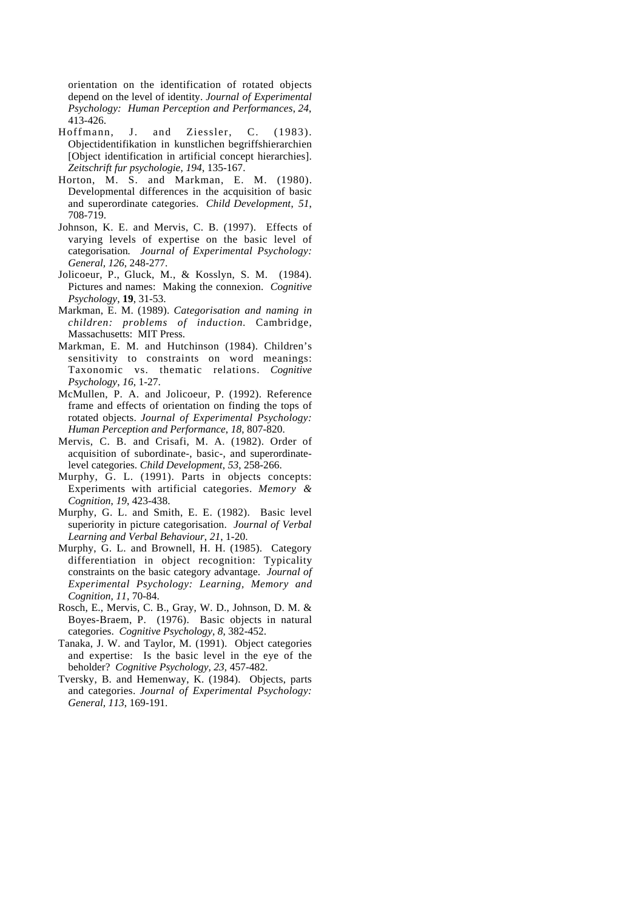orientation on the identification of rotated objects depend on the level of identity. *Journal of Experimental Psychology: Human Perception and Performances, 24*, 413-426.

Hoffmann, J. and Ziessler, C. (1983). Objectidentifikation in kunstlichen begriffshierarchien [Object identification in artificial concept hierarchies]. *Zeitschrift fur psychologie, 194*, 135-167.

Horton, M. S. and Markman, E. M. (1980). Developmental differences in the acquisition of basic and superordinate categories. *Child Development, 51*, 708-719.

Johnson, K. E. and Mervis, C. B. (1997). Effects of varying levels of expertise on the basic level of categorisation. *Journal of Experimental Psychology: General, 126*, 248-277.

Jolicoeur, P., Gluck, M., & Kosslyn, S. M. (1984). Pictures and names: Making the connexion. *Cognitive Psychology*, **19**, 31-53.

Markman, E. M. (1989). *Categorisation and naming in children: problems of induction.* Cambridge, Massachusetts: MIT Press.

Markman, E. M. and Hutchinson (1984). Children's sensitivity to constraints on word meanings: Taxonomic vs. thematic relations. *Cognitive Psychology, 16*, 1-27.

McMullen, P. A. and Jolicoeur, P. (1992). Reference frame and effects of orientation on finding the tops of rotated objects. *Journal of Experimental Psychology: Human Perception and Performance, 18*, 807-820.

Mervis, C. B. and Crisafi, M. A. (1982). Order of acquisition of subordinate-, basic-, and superordinate-level categories. *Child Development, 53*, 258-266.

Murphy, G. L. (1991). Parts in objects concepts: Experiments with artificial categories. *Memory & Cognition, 19*, 423-438.

Murphy, G. L. and Smith, E. E. (1982). Basic level superiority in picture categorisation. *Journal of Verbal Learning and Verbal Behaviour, 21*, 1-20.

Murphy, G. L. and Brownell, H. H. (1985). Category differentiation in object recognition: Typicality constraints on the basic category advantage. *Journal of Experimental Psychology: Learning, Memory and Cognition, 11*, 70-84.

Rosch, E., Mervis, C. B., Gray, W. D., Johnson, D. M. & Boyes-Braem, P. (1976). Basic objects in natural categories. *Cognitive Psychology, 8*, 382-452.

Tanaka, J. W. and Taylor, M. (1991). Object categories and expertise: Is the basic level in the eye of the beholder? *Cognitive Psychology, 23*, 457-482.

Tversky, B. and Hemenway, K. (1984). Objects, parts and categories. *Journal of Experimental Psychology: General, 113*, 169-191.